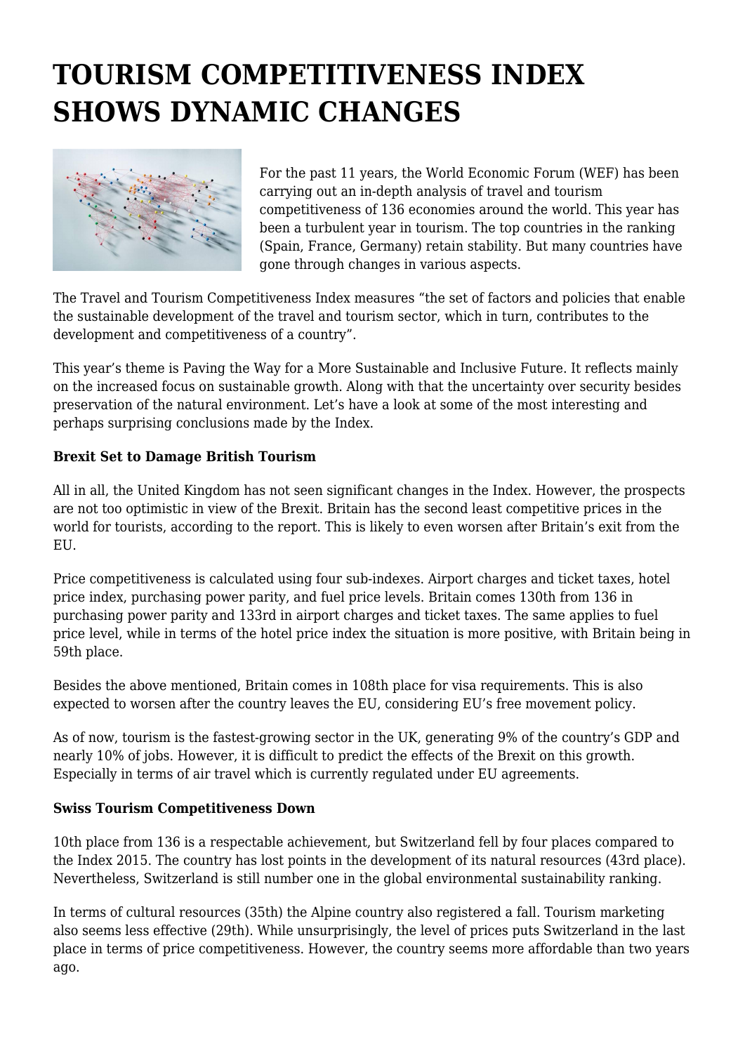# TOURISM COMPETITIVENESS INDEX SHOWS DYNAMIC CHANGES

For the past 11 years, the World Economic Forum (WEF) has been carrying out an in-depth analysis of travel and tourism competitiveness of 136 economies around the world. This year has been a turbulent year in tourism. The top countries in the ranking (Spain, France, Germany) retain stability. But many countries have gone through changes in various aspects.

The Travel and Tourism Competitiveness Index measures "the set of factors and policies that enable the sustainable development of the travel and tourism sector, which in turn, contributes to the development and competitiveness of a country".

This year's theme is Paving the Way for a More Sustainable and Inclusive Future. It reflects mainly on the increased focus on sustainable growth. Along with that the uncertainty over security besides preservation of the natural environment. Let's have a look at some of the most interesting and perhaps surprising conclusions made by the Index.

**Brexit Set to Damage British Tourism**

All in all, the United Kingdom has not seen significant changes in the Index. However, the prospects are not too optimistic in view of the Brexit. Britain has the second least competitive prices in the world for tourists, according to the report. This is likely to even worsen after Britain's exit from the EU.

Price competitiveness is calculated using four sub-indexes. Airport charges and ticket taxes, hotel price index, purchasing power parity, and fuel price levels. Britain comes 130th from 136 in purchasing power parity and 133rd in airport charges and ticket taxes. The same applies to fuel price level, while in terms of the hotel price index the situation is more positive, with Britain being in 59th place.

Besides the above mentioned, Britain comes in 108th place for visa requirements. This is also expected to worsen after the country leaves the EU, considering EU's free movement policy.

As of now, tourism is the fastest-growing sector in the UK, generating 9% of the country's GDP and nearly 10% of jobs. However, it is difficult to predict the effects of the Brexit on this growth. Especially in terms of air travel which is currently regulated under EU agreements.

**Swiss Tourism Competitiveness Down**

10th place from 136 is a respectable achievement, but Switzerland fell by four places compared to the Index 2015. The country has lost points in the development of its natural resources (43rd place). Nevertheless, Switzerland is still number one in the global environmental sustainability ranking.

In terms of cultural resources (35th) the Alpine country also registered a fall. Tourism marketing also seems less effective (29th). While unsurprisingly, the level of prices puts Switzerland in the last place in terms of price competitiveness. However, the country seems more affordable than two years ago.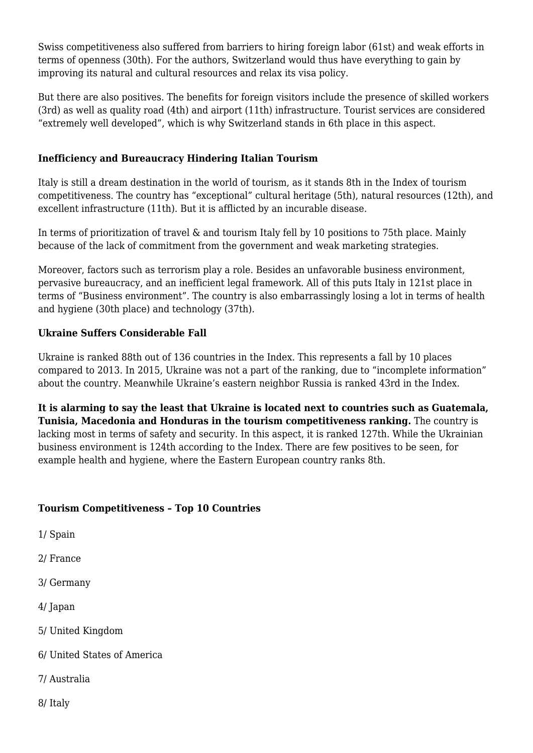Swiss competitiveness also suffered from barriers to hiring foreign labor (61st) and weak efforts in terms of openness (30th). For the authors, Switzerland would thus have everything to gain by improving its natural and cultural resources and relax its visa policy.

But there are also positives. The benefits for foreign visitors include the presence of skilled workers (3rd) as well as quality road (4th) and airport (11th) infrastructure. Tourist services are considered "extremely well developed", which is why Switzerland stands in 6th place in this aspect.

### Inefficiency and Bureaucracy Hindering Italian Tourism

Italy is still a dream destination in the world of tourism, as it stands 8th in the Index of tourism competitiveness. The country has "exceptional" cultural heritage (5th), natural resources (12th), and excellent infrastructure (11th). But it is afflicted by an incurable disease.

In terms of prioritization of travel & and tourism Italy fell by 10 positions to 75th place. Mainly because of the lack of commitment from the government and weak marketing strategies.

Moreover, factors such as terrorism play a role. Besides an unfavorable business environment, pervasive bureaucracy, and an inefficient legal framework. All of this puts Italy in 121st place in terms of "Business environment". The country is also embarrassingly losing a lot in terms of health and hygiene (30th place) and technology (37th).

### Ukraine Suffers Considerable Fall

Ukraine is ranked 88th out of 136 countries in the Index. This represents a fall by 10 places compared to 2013. In 2015, Ukraine was not a part of the ranking, due to "incomplete information" about the country. Meanwhile Ukraine's eastern neighbor Russia is ranked 43rd in the Index.

**It is alarming to say the least that Ukraine is located next to countries such as Guatemala, Tunisia, Macedonia and Honduras in the tourism competitiveness ranking.** The country is lacking most in terms of safety and security. In this aspect, it is ranked 127th. While the Ukrainian business environment is 124th according to the Index. There are few positives to be seen, for example health and hygiene, where the Eastern European country ranks 8th.

### Tourism Competitiveness – Top 10 Countries

1/ Spain

2/ France

3/ Germany

4/ Japan

5/ United Kingdom

6/ United States of America

7/ Australia

8/ Italy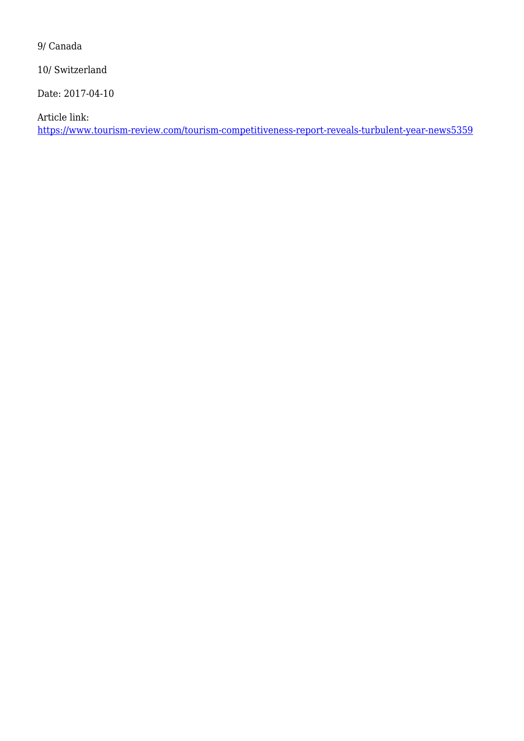9/ Canada

10/ Switzerland

Date: 2017-04-10

Article link:
[https://www.tourism-review.com/tourism-competitiveness-report-reveals-turbulent-year-news5359](https://www.tourism-review.com/tourism-competitiveness-report-reveals-turbulent-year-news5359)